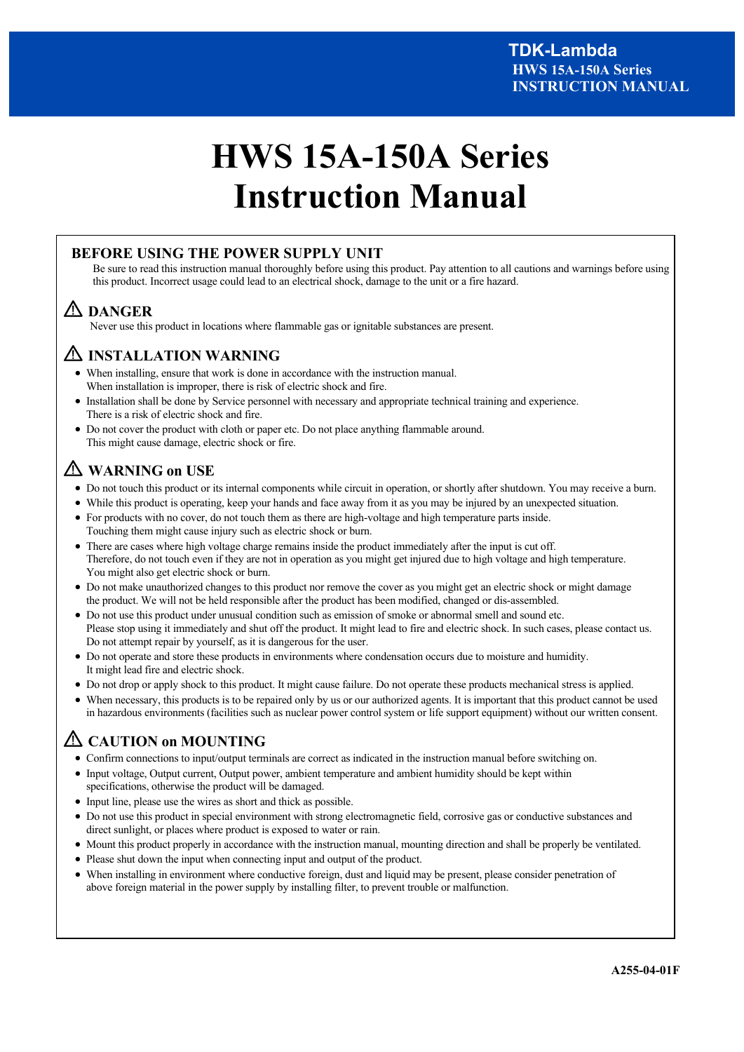# HWS 15A-150A Series Instruction Manual

## BEFORE USING THE POWER SUPPLY UNIT

Be sure to read this instruction manual thoroughly before using this product. Pay attention to all cautions and warnings before using this product. Incorrect usage could lead to an electrical shock, damage to the unit or a fire hazard.

## ⚠ DANGER

Never use this product in locations where flammable gas or ignitable substances are present.

## ⚠ INSTALLATION WARNING

- When installing, ensure that work is done in accordance with the instruction manual.
  When installation is improper, there is risk of electric shock and fire.
- Installation shall be done by Service personnel with necessary and appropriate technical training and experience.
  There is a risk of electric shock and fire.
- Do not cover the product with cloth or paper etc. Do not place anything flammable around.
  This might cause damage, electric shock or fire.

## ⚠ WARNING on USE

- Do not touch this product or its internal components while circuit in operation, or shortly after shutdown. You may receive a burn.
- While this product is operating, keep your hands and face away from it as you may be injured by an unexpected situation.
- For products with no cover, do not touch them as there are high-voltage and high temperature parts inside.
  Touching them might cause injury such as electric shock or burn.
- There are cases where high voltage charge remains inside the product immediately after the input is cut off.
  Therefore, do not touch even if they are not in operation as you might get injured due to high voltage and high temperature.
  You might also get electric shock or burn.
- Do not make unauthorized changes to this product nor remove the cover as you might get an electric shock or might damage the product. We will not be held responsible after the product has been modified, changed or dis-assembled.
- Do not use this product under unusual condition such as emission of smoke or abnormal smell and sound etc.
  Please stop using it immediately and shut off the product. It might lead to fire and electric shock. In such cases, please contact us.
  Do not attempt repair by yourself, as it is dangerous for the user.
- Do not operate and store these products in environments where condensation occurs due to moisture and humidity.
  It might lead fire and electric shock.
- Do not drop or apply shock to this product. It might cause failure. Do not operate these products mechanical stress is applied.
- When necessary, this products is to be repaired only by us or our authorized agents. It is important that this product cannot be used in hazardous environments (facilities such as nuclear power control system or life support equipment) without our written consent.

## ⚠ CAUTION on MOUNTING

- Confirm connections to input/output terminals are correct as indicated in the instruction manual before switching on.
- Input voltage, Output current, Output power, ambient temperature and ambient humidity should be kept within specifications, otherwise the product will be damaged.
- Input line, please use the wires as short and thick as possible.
- Do not use this product in special environment with strong electromagnetic field, corrosive gas or conductive substances and direct sunlight, or places where product is exposed to water or rain.
- Mount this product properly in accordance with the instruction manual, mounting direction and shall be properly be ventilated.
- Please shut down the input when connecting input and output of the product.
- When installing in environment where conductive foreign, dust and liquid may be present, please consider penetration of above foreign material in the power supply by installing filter, to prevent trouble or malfunction.

A255-04-01F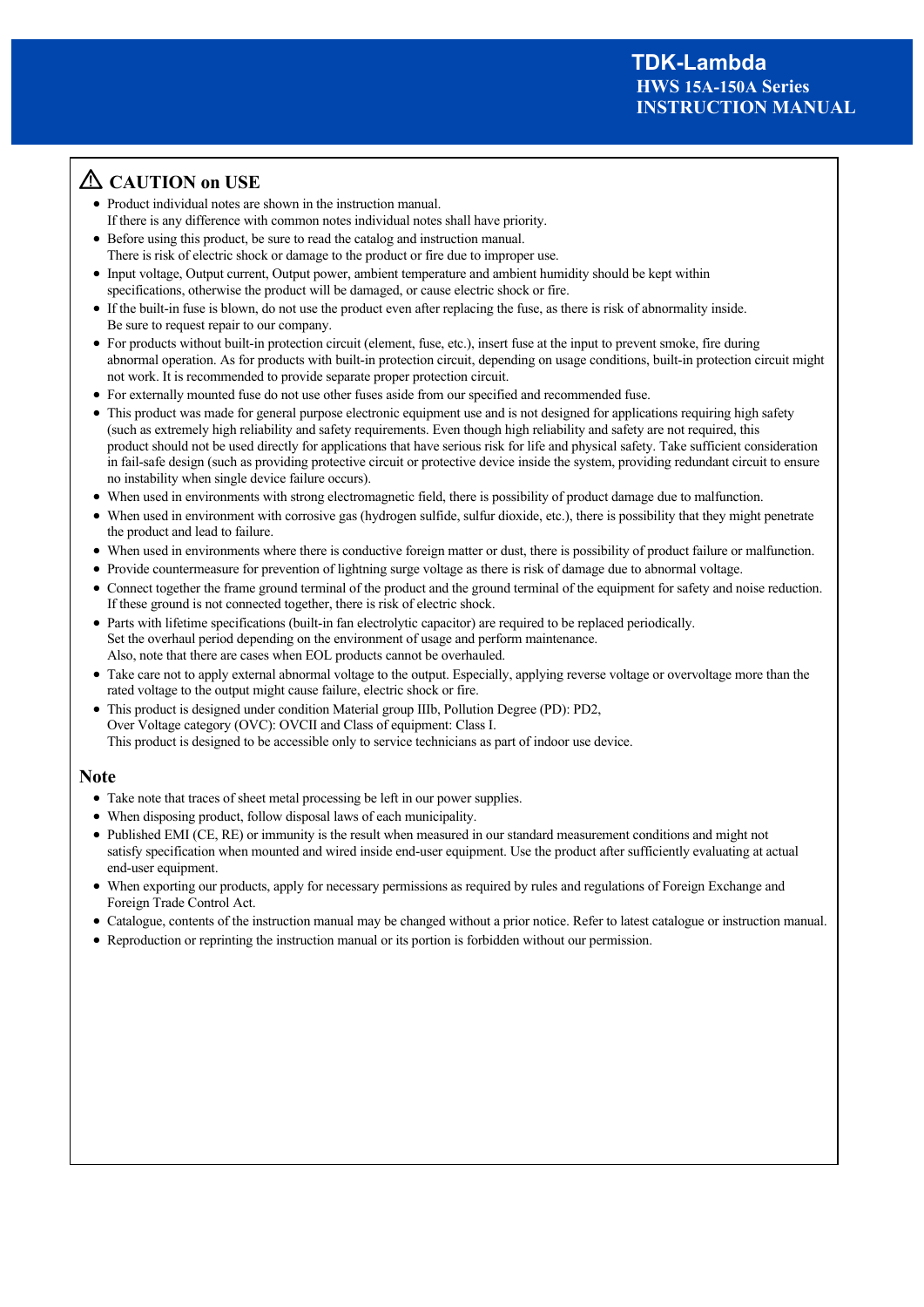## ⚠ CAUTION on USE

- Product individual notes are shown in the instruction manual.
  If there is any difference with common notes individual notes shall have priority.
- Before using this product, be sure to read the catalog and instruction manual.
  There is risk of electric shock or damage to the product or fire due to improper use.
- Input voltage, Output current, Output power, ambient temperature and ambient humidity should be kept within specifications, otherwise the product will be damaged, or cause electric shock or fire.
- If the built-in fuse is blown, do not use the product even after replacing the fuse, as there is risk of abnormality inside.
  Be sure to request repair to our company.
- For products without built-in protection circuit (element, fuse, etc.), insert fuse at the input to prevent smoke, fire during abnormal operation. As for products with built-in protection circuit, depending on usage conditions, built-in protection circuit might not work. It is recommended to provide separate proper protection circuit.
- For externally mounted fuse do not use other fuses aside from our specified and recommended fuse.
- This product was made for general purpose electronic equipment use and is not designed for applications requiring high safety (such as extremely high reliability and safety requirements. Even though high reliability and safety are not required, this product should not be used directly for applications that have serious risk for life and physical safety. Take sufficient consideration in fail-safe design (such as providing protective circuit or protective device inside the system, providing redundant circuit to ensure no instability when single device failure occurs).
- When used in environments with strong electromagnetic field, there is possibility of product damage due to malfunction.
- When used in environment with corrosive gas (hydrogen sulfide, sulfur dioxide, etc.), there is possibility that they might penetrate the product and lead to failure.
- When used in environments where there is conductive foreign matter or dust, there is possibility of product failure or malfunction.
- Provide countermeasure for prevention of lightning surge voltage as there is risk of damage due to abnormal voltage.
- Connect together the frame ground terminal of the product and the ground terminal of the equipment for safety and noise reduction.
  If these ground is not connected together, there is risk of electric shock.
- Parts with lifetime specifications (built-in fan electrolytic capacitor) are required to be replaced periodically.
  Set the overhaul period depending on the environment of usage and perform maintenance.
  Also, note that there are cases when EOL products cannot be overhauled.
- Take care not to apply external abnormal voltage to the output. Especially, applying reverse voltage or overvoltage more than the rated voltage to the output might cause failure, electric shock or fire.
- This product is designed under condition Material group IIIb, Pollution Degree (PD): PD2,
  Over Voltage category (OVC): OVCII and Class of equipment: Class I.
  This product is designed to be accessible only to service technicians as part of indoor use device.

## Note

- Take note that traces of sheet metal processing be left in our power supplies.
- When disposing product, follow disposal laws of each municipality.
- Published EMI (CE, RE) or immunity is the result when measured in our standard measurement conditions and might not satisfy specification when mounted and wired inside end-user equipment. Use the product after sufficiently evaluating at actual end-user equipment.
- When exporting our products, apply for necessary permissions as required by rules and regulations of Foreign Exchange and Foreign Trade Control Act.
- Catalogue, contents of the instruction manual may be changed without a prior notice. Refer to latest catalogue or instruction manual.
- Reproduction or reprinting the instruction manual or its portion is forbidden without our permission.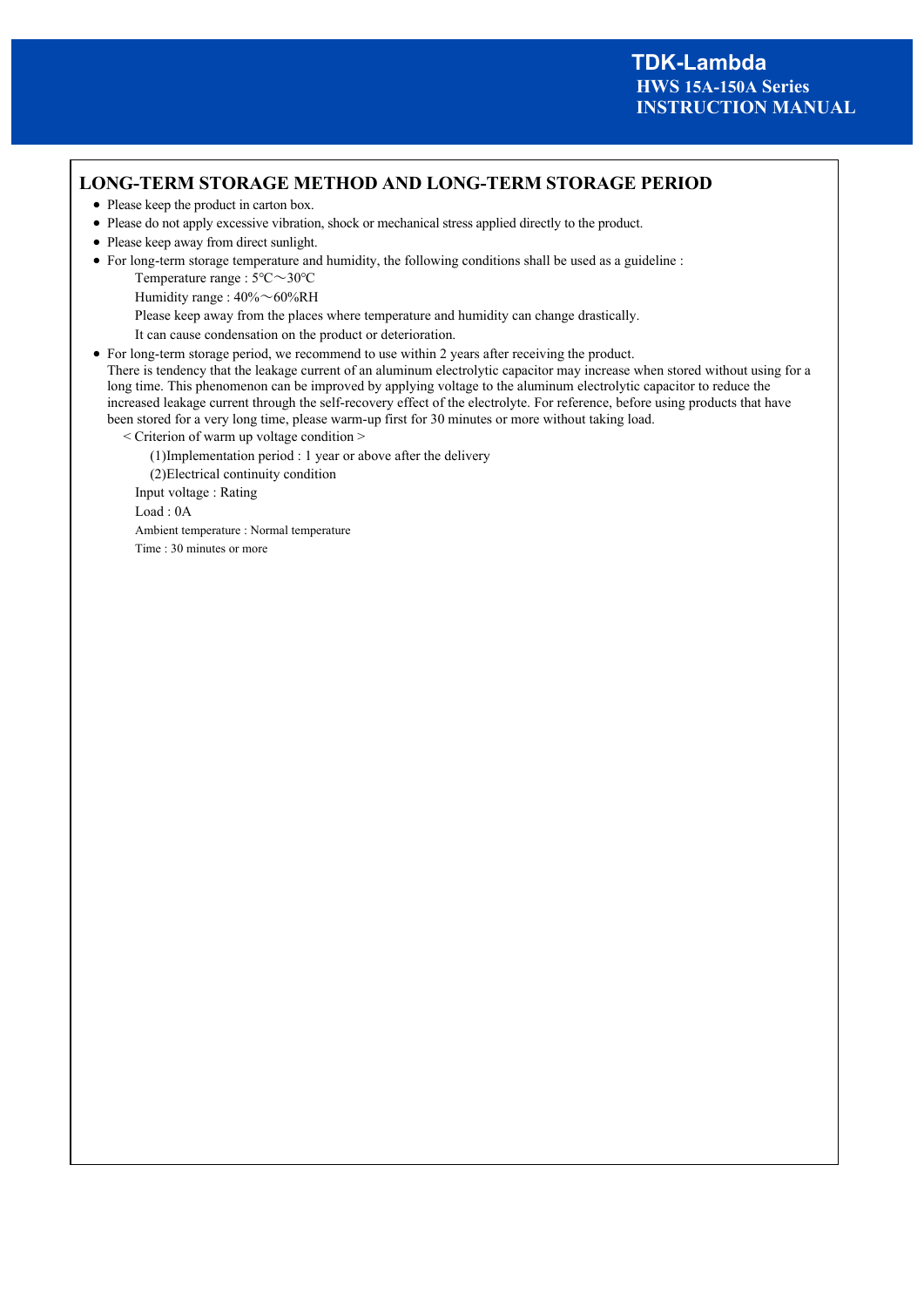## LONG-TERM STORAGE METHOD AND LONG-TERM STORAGE PERIOD

- Please keep the product in carton box.
- Please do not apply excessive vibration, shock or mechanical stress applied directly to the product.
- Please keep away from direct sunlight.
- For long-term storage temperature and humidity, the following conditions shall be used as a guideline :

  Temperature range : 5℃～30℃

  Humidity range : 40%～60%RH

  Please keep away from the places where temperature and humidity can change drastically.

  It can cause condensation on the product or deterioration.

- For long-term storage period, we recommend to use within 2 years after receiving the product.
  There is tendency that the leakage current of an aluminum electrolytic capacitor may increase when stored without using for a long time. This phenomenon can be improved by applying voltage to the aluminum electrolytic capacitor to reduce the increased leakage current through the self-recovery effect of the electrolyte. For reference, before using products that have been stored for a very long time, please warm-up first for 30 minutes or more without taking load.

  < Criterion of warm up voltage condition >

  (1)Implementation period : 1 year or above after the delivery

  (2)Electrical continuity condition

  Input voltage : Rating

  Load : 0A

  Ambient temperature : Normal temperature

  Time : 30 minutes or more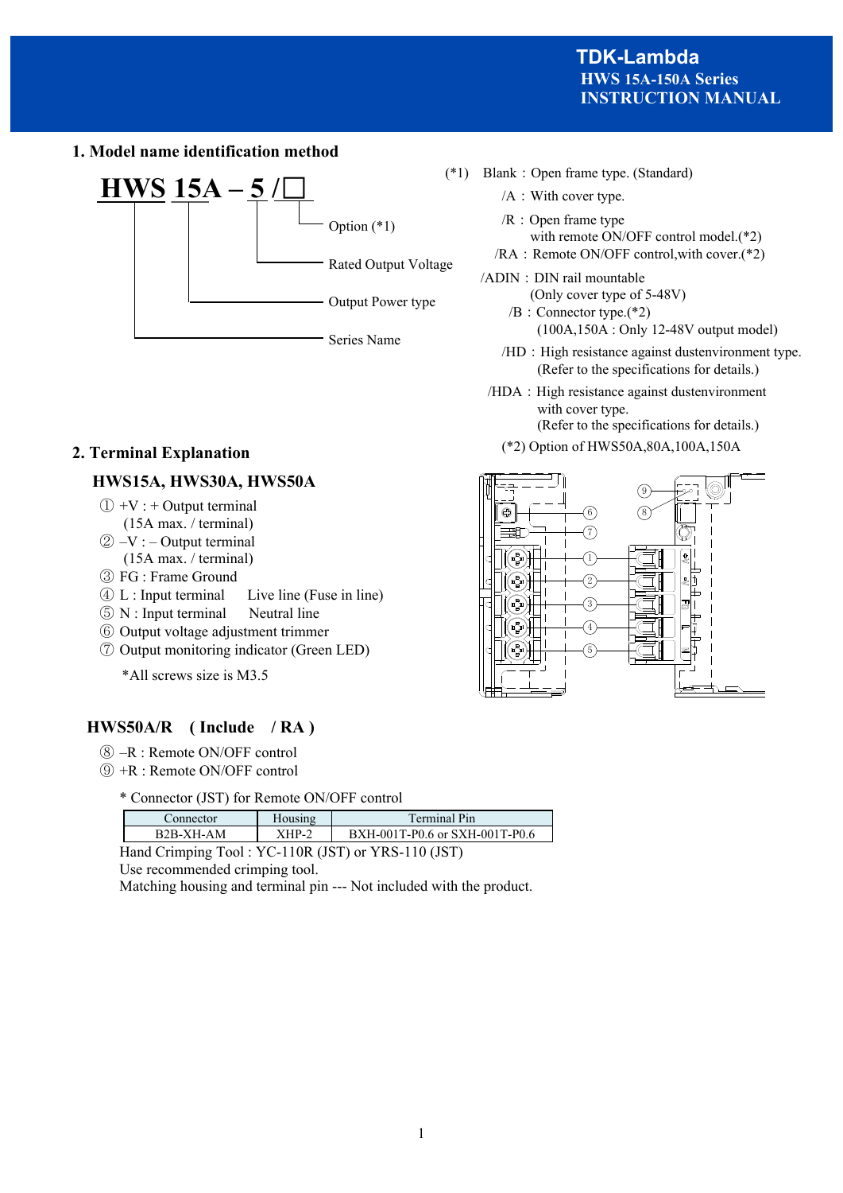## 1. Model name identification method

**HWS 15A – 5 /□**

- Option (*1)
- Rated Output Voltage
- Output Power type
- Series Name

(*1) Blank : Open frame type. (Standard)

/A : With cover type.

/R : Open frame type with remote ON/OFF control model.(*2)

/RA : Remote ON/OFF control,with cover.(*2)

/ADIN : DIN rail mountable (Only cover type of 5-48V)

/B : Connector type.(*2) (100A,150A : Only 12-48V output model)

/HD : High resistance against dustenvironment type. (Refer to the specifications for details.)

/HDA : High resistance against dustenvironment with cover type. (Refer to the specifications for details.)

(*2) Option of HWS50A,80A,100A,150A

## 2. Terminal Explanation

### HWS15A, HWS30A, HWS50A

① +V : + Output terminal (15A max. / terminal)

② –V : – Output terminal (15A max. / terminal)

③ FG : Frame Ground

④ L : Input terminal    Live line (Fuse in line)

⑤ N : Input terminal    Neutral line

⑥ Output voltage adjustment trimmer

⑦ Output monitoring indicator (Green LED)

*All screws size is M3.5

### HWS50A/R ( Include / RA )

⑧ –R : Remote ON/OFF control

⑨ +R : Remote ON/OFF control

* Connector (JST) for Remote ON/OFF control

| Connector | Housing | Terminal Pin |
|---|---|---|
| B2B-XH-AM | XHP-2 | BXH-001T-P0.6 or SXH-001T-P0.6 |

Hand Crimping Tool : YC-110R (JST) or YRS-110 (JST)

Use recommended crimping tool.

Matching housing and terminal pin --- Not included with the product.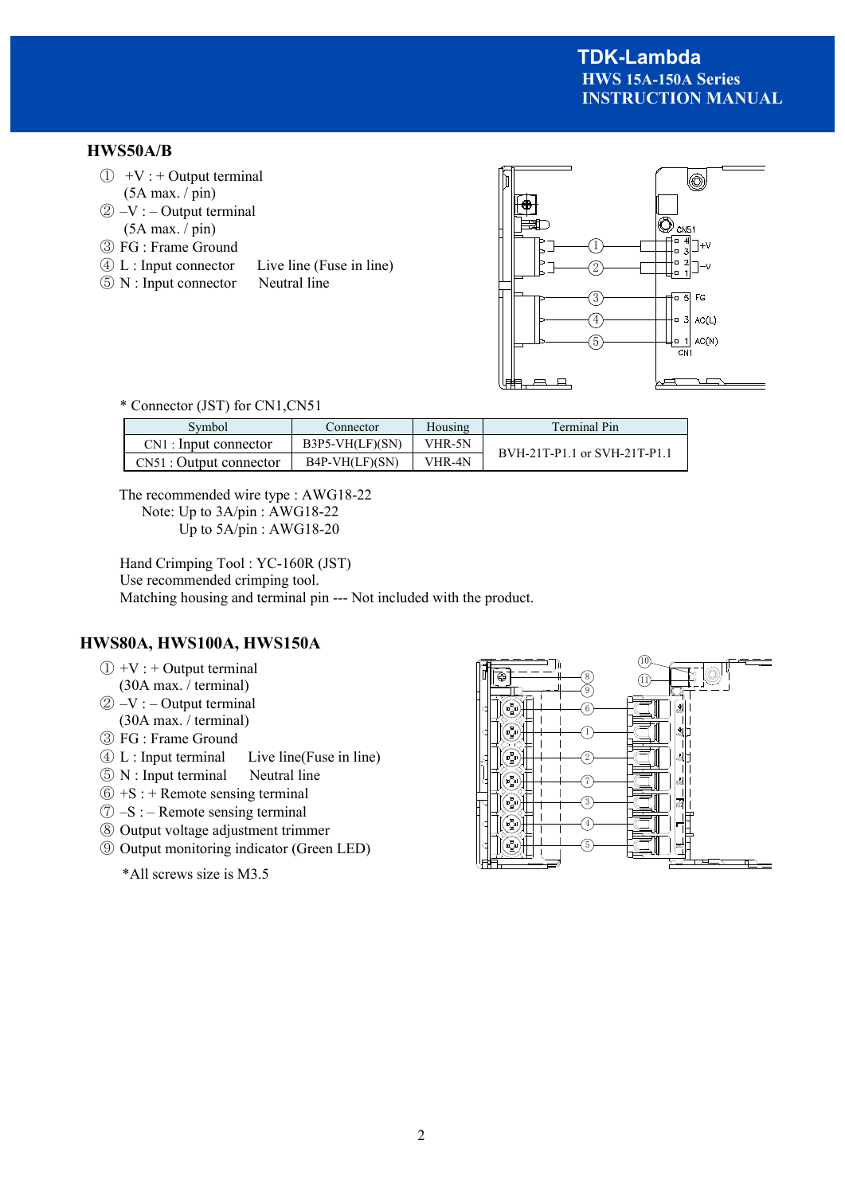### HWS50A/B

① +V : + Output terminal
(5A max. / pin)
② –V : – Output terminal
(5A max. / pin)
③ FG : Frame Ground
④ L : Input connector  Live line (Fuse in line)
⑤ N : Input connector  Neutral line

\* Connector (JST) for CN1,CN51

| Symbol | Connector | Housing | Terminal Pin |
|---|---|---|---|
| CN1 : Input connector | B3P5-VH(LF)(SN) | VHR-5N | BVH-21T-P1.1 or SVH-21T-P1.1 |
| CN51 : Output connector | B4P-VH(LF)(SN) | VHR-4N | |

The recommended wire type : AWG18-22
Note: Up to 3A/pin : AWG18-22
Up to 5A/pin : AWG18-20

Hand Crimping Tool : YC-160R (JST)
Use recommended crimping tool.
Matching housing and terminal pin --- Not included with the product.

### HWS80A, HWS100A, HWS150A

① +V : + Output terminal
(30A max. / terminal)
② –V : – Output terminal
(30A max. / terminal)
③ FG : Frame Ground
④ L : Input terminal  Live line(Fuse in line)
⑤ N : Input terminal  Neutral line
⑥ +S : + Remote sensing terminal
⑦ –S : – Remote sensing terminal
⑧ Output voltage adjustment trimmer
⑨ Output monitoring indicator (Green LED)

\*All screws size is M3.5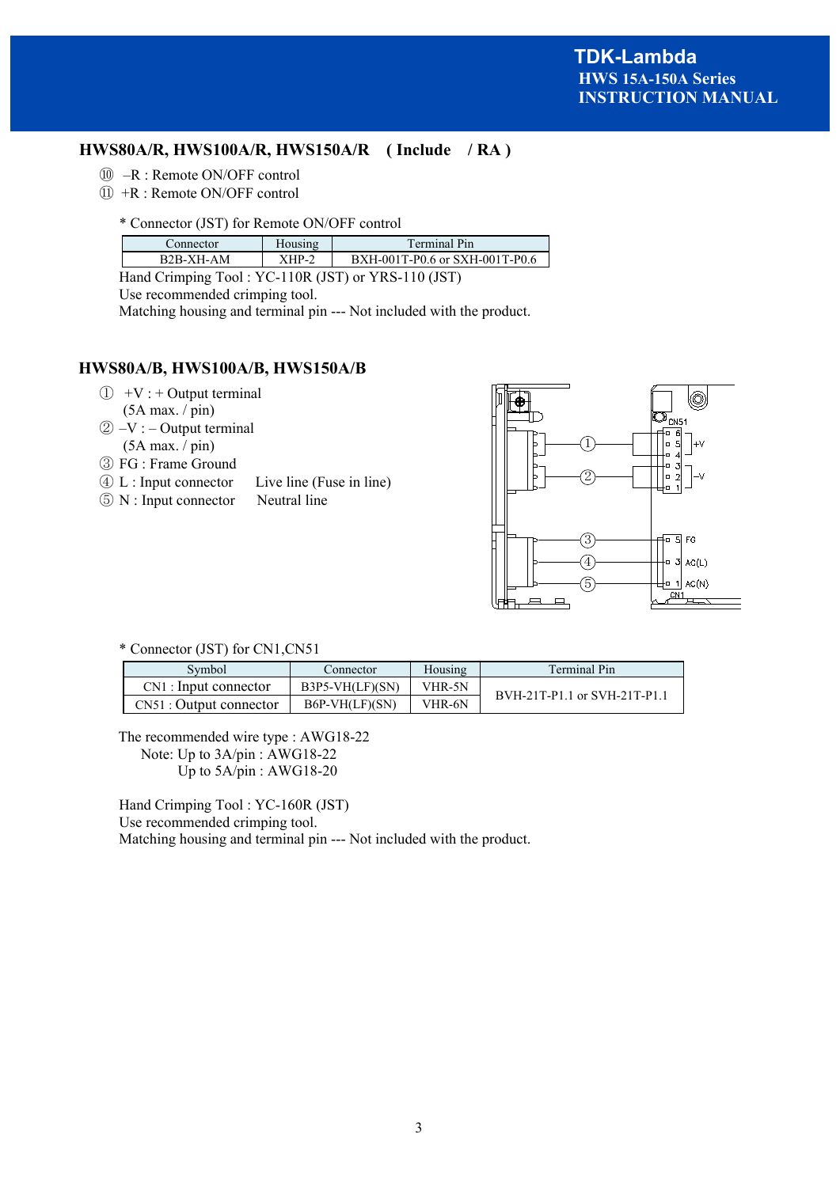## HWS80A/R, HWS100A/R, HWS150A/R ( Include / RA )

⑩ –R : Remote ON/OFF control
⑪ +R : Remote ON/OFF control

\* Connector (JST) for Remote ON/OFF control

| Connector | Housing | Terminal Pin |
|---|---|---|
| B2B-XH-AM | XHP-2 | BXH-001T-P0.6 or SXH-001T-P0.6 |

Hand Crimping Tool : YC-110R (JST) or YRS-110 (JST)
Use recommended crimping tool.
Matching housing and terminal pin --- Not included with the product.

## HWS80A/B, HWS100A/B, HWS150A/B

① +V : + Output terminal
(5A max. / pin)
② –V : – Output terminal
(5A max. / pin)
③ FG : Frame Ground
④ L : Input connector Live line (Fuse in line)
⑤ N : Input connector Neutral line

\* Connector (JST) for CN1,CN51

| Symbol | Connector | Housing | Terminal Pin |
|---|---|---|---|
| CN1 : Input connector | B3P5-VH(LF)(SN) | VHR-5N | BVH-21T-P1.1 or SVH-21T-P1.1 |
| CN51 : Output connector | B6P-VH(LF)(SN) | VHR-6N | |

The recommended wire type : AWG18-22
Note: Up to 3A/pin : AWG18-22
Up to 5A/pin : AWG18-20

Hand Crimping Tool : YC-160R (JST)
Use recommended crimping tool.
Matching housing and terminal pin --- Not included with the product.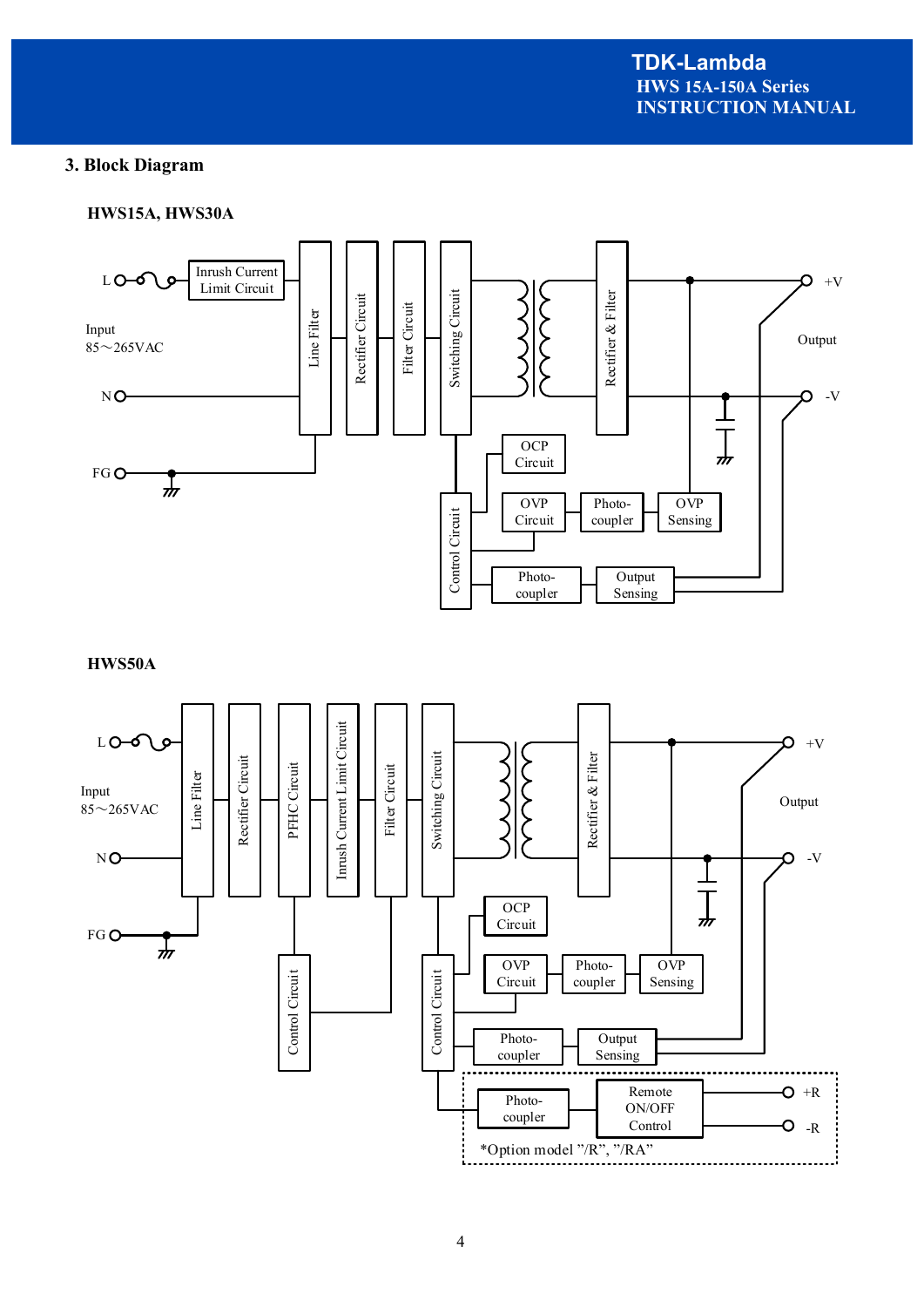## 3. Block Diagram

### HWS15A, HWS30A

L

Input
85～265VAC

N

FG

Inrush Current Limit Circuit

Line Filter

Rectifier Circuit

Filter Circuit

Switching Circuit

Rectifier & Filter

+V

Output

-V

OCP Circuit

OVP Circuit

Photo-coupler

OVP Sensing

Control Circuit

Photo-coupler

Output Sensing

### HWS50A

L

Input
85～265VAC

N

FG

Line Filter

Rectifier Circuit

PFHC Circuit

Inrush Current Limit Circuit

Filter Circuit

Switching Circuit

Rectifier & Filter

+V

Output

-V

Control Circuit

OCP Circuit

OVP Circuit

Photo-coupler

OVP Sensing

Control Circuit

Photo-coupler

Output Sensing

Photo-coupler

Remote ON/OFF Control

+R

-R

*Option model "/R", "/RA"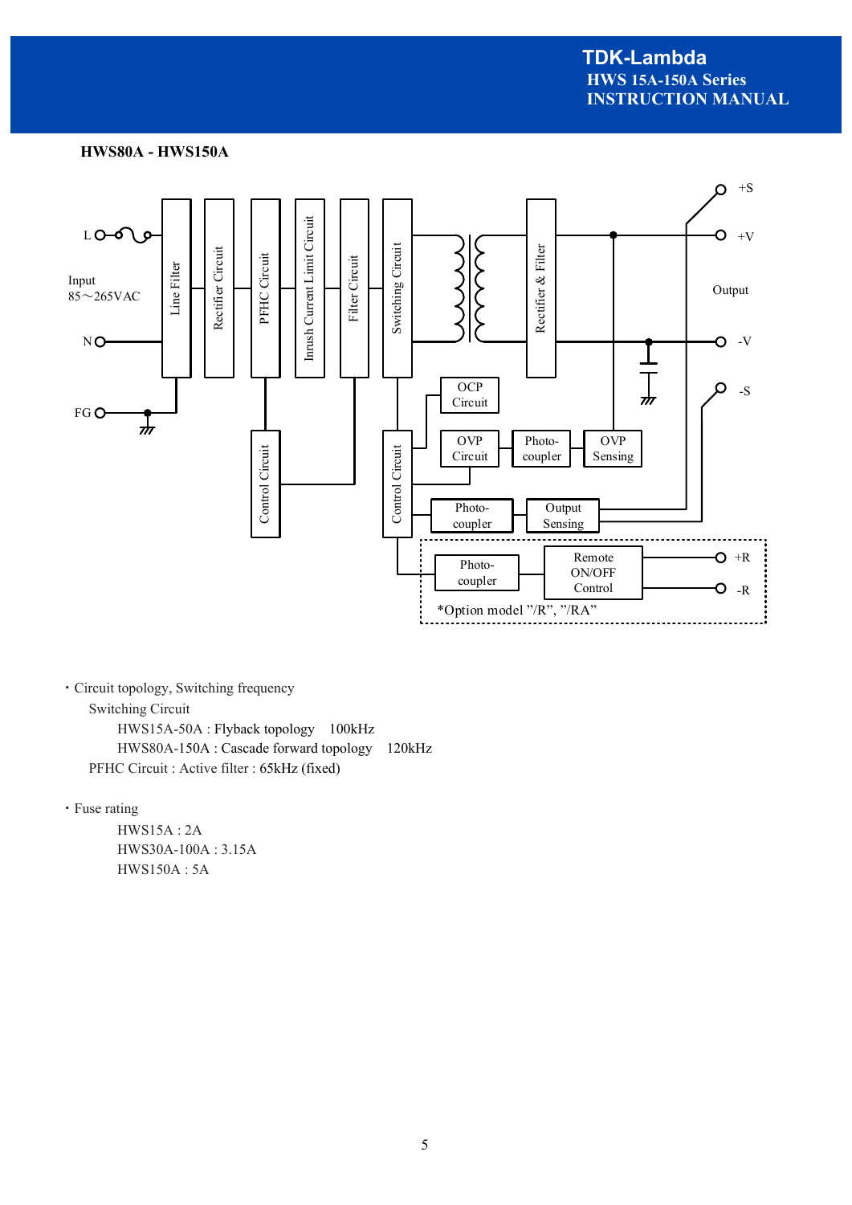**HWS80A - HWS150A**

・Circuit topology, Switching frequency

Switching Circuit

HWS15A-50A : Flyback topology　100kHz

HWS80A-150A : Cascade forward topology　120kHz

PFHC Circuit : Active filter : 65kHz (fixed)

・Fuse rating

HWS15A : 2A

HWS30A-100A : 3.15A

HWS150A : 5A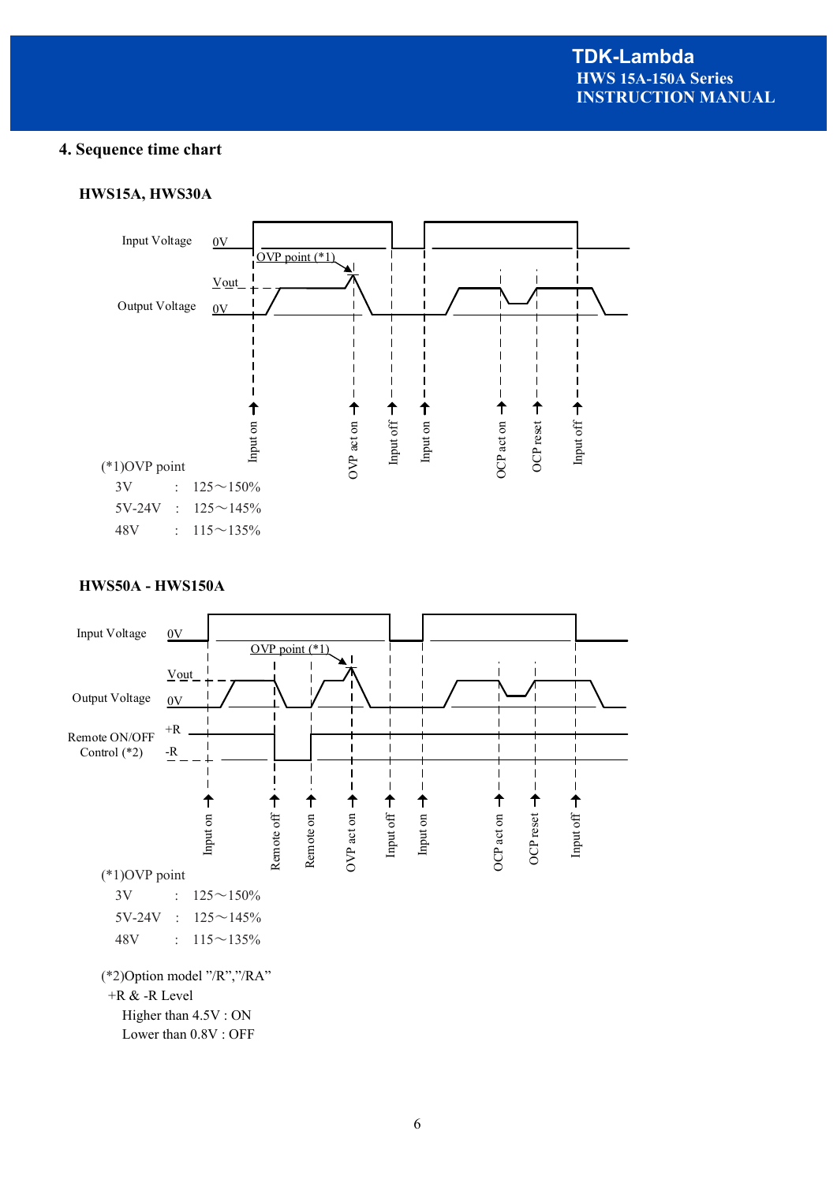## 4. Sequence time chart

### HWS15A, HWS30A

Input Voltage 0V

OVP point (*1)

Vout

Output Voltage 0V

Input on, OVP act on, Input off, Input on, OCP act on, OCP reset, Input off

(*1)OVP point

| | | |
|---|---|---|
| 3V | : | 125～150% |
| 5V-24V | : | 125～145% |
| 48V | : | 115～135% |

### HWS50A - HWS150A

Input Voltage 0V

OVP point (*1)

Vout

Output Voltage 0V

Remote ON/OFF Control (*2) +R -R

Input on, Remote off, Remote on, OVP act on, Input off, Input on, OCP act on, OCP reset, Input off

(*1)OVP point

| | | |
|---|---|---|
| 3V | : | 125～150% |
| 5V-24V | : | 125～145% |
| 48V | : | 115～135% |

(*2)Option model "/R","/RA"

+R & -R Level

Higher than 4.5V : ON

Lower than 0.8V : OFF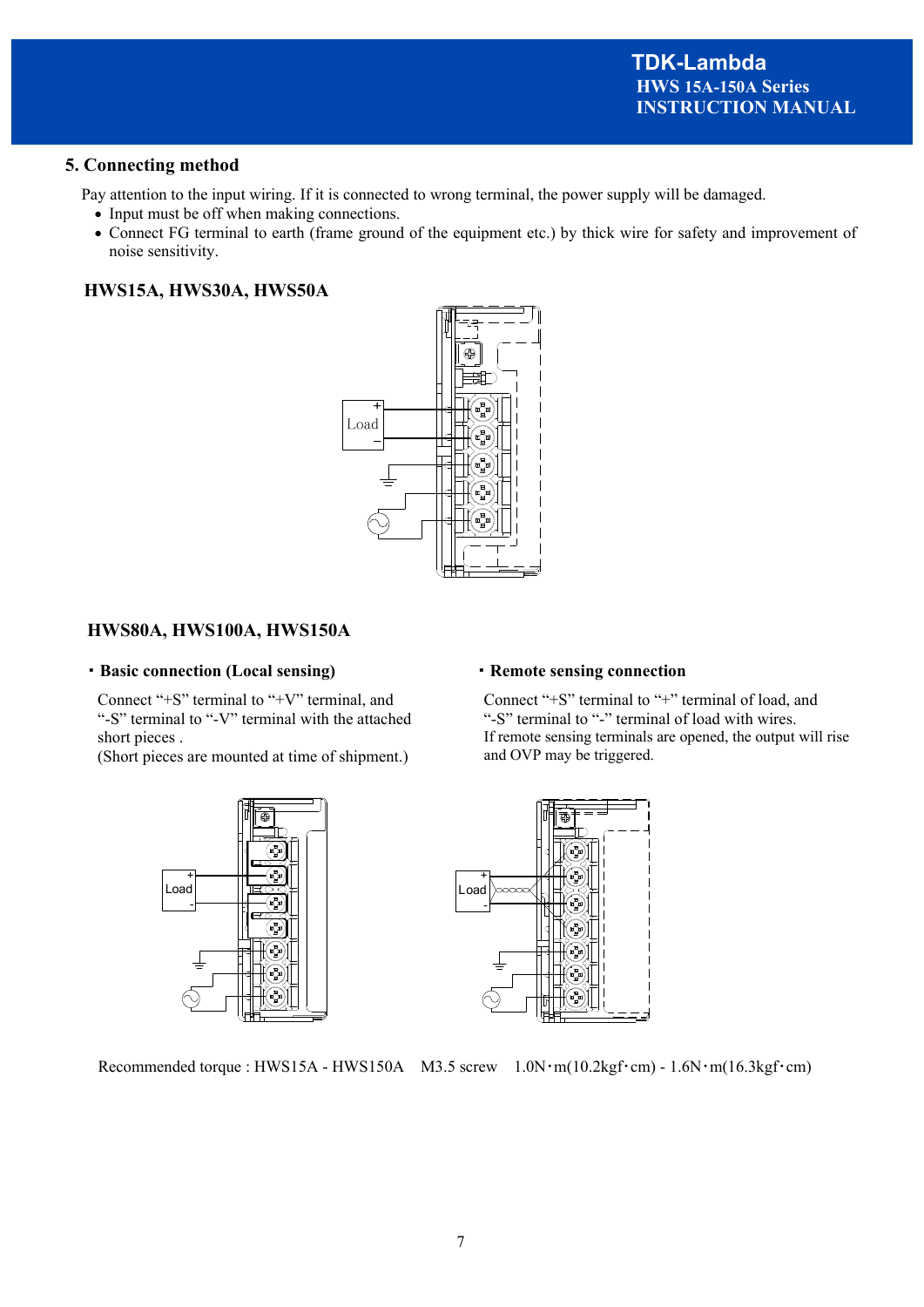## 5. Connecting method

Pay attention to the input wiring. If it is connected to wrong terminal, the power supply will be damaged.

- Input must be off when making connections.
- Connect FG terminal to earth (frame ground of the equipment etc.) by thick wire for safety and improvement of noise sensitivity.

### HWS15A, HWS30A, HWS50A

### HWS80A, HWS100A, HWS150A

**・Basic connection (Local sensing)**

Connect "+S" terminal to "+V" terminal, and "-S" terminal to "-V" terminal with the attached short pieces .
(Short pieces are mounted at time of shipment.)

**・Remote sensing connection**

Connect "+S" terminal to "+" terminal of load, and "-S" terminal to "-" terminal of load with wires.
If remote sensing terminals are opened, the output will rise and OVP may be triggered.

Recommended torque : HWS15A - HWS150A　M3.5 screw　1.0N・m(10.2kgf・cm) - 1.6N・m(16.3kgf・cm)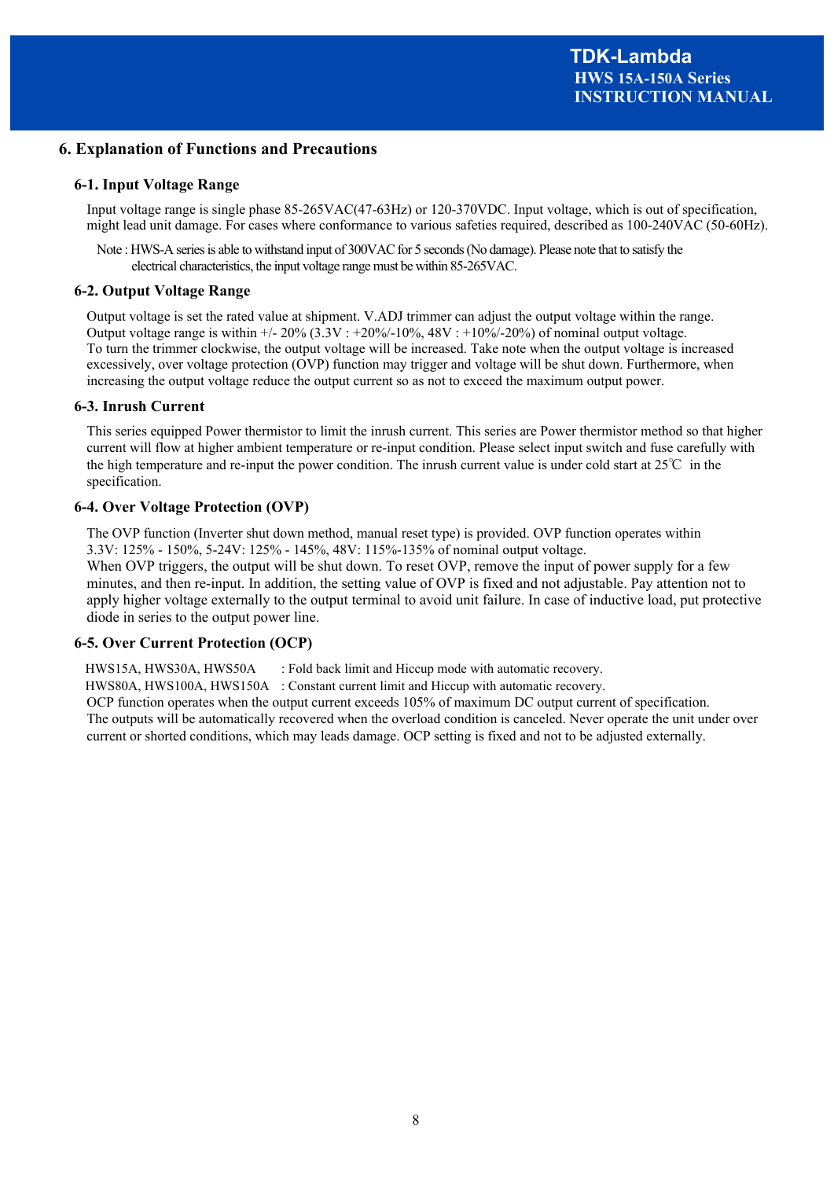## 6. Explanation of Functions and Precautions

### 6-1. Input Voltage Range

Input voltage range is single phase 85-265VAC(47-63Hz) or 120-370VDC. Input voltage, which is out of specification, might lead unit damage. For cases where conformance to various safeties required, described as 100-240VAC (50-60Hz).

Note : HWS-A series is able to withstand input of 300VAC for 5 seconds (No damage). Please note that to satisfy the electrical characteristics, the input voltage range must be within 85-265VAC.

### 6-2. Output Voltage Range

Output voltage is set the rated value at shipment. V.ADJ trimmer can adjust the output voltage within the range. Output voltage range is within +/- 20% (3.3V : +20%/-10%, 48V : +10%/-20%) of nominal output voltage. To turn the trimmer clockwise, the output voltage will be increased. Take note when the output voltage is increased excessively, over voltage protection (OVP) function may trigger and voltage will be shut down. Furthermore, when increasing the output voltage reduce the output current so as not to exceed the maximum output power.

### 6-3. Inrush Current

This series equipped Power thermistor to limit the inrush current. This series are Power thermistor method so that higher current will flow at higher ambient temperature or re-input condition. Please select input switch and fuse carefully with the high temperature and re-input the power condition. The inrush current value is under cold start at 25℃ in the specification.

### 6-4. Over Voltage Protection (OVP)

The OVP function (Inverter shut down method, manual reset type) is provided. OVP function operates within 3.3V: 125% - 150%, 5-24V: 125% - 145%, 48V: 115%-135% of nominal output voltage.
When OVP triggers, the output will be shut down. To reset OVP, remove the input of power supply for a few minutes, and then re-input. In addition, the setting value of OVP is fixed and not adjustable. Pay attention not to apply higher voltage externally to the output terminal to avoid unit failure. In case of inductive load, put protective diode in series to the output power line.

### 6-5. Over Current Protection (OCP)

HWS15A, HWS30A, HWS50A : Fold back limit and Hiccup mode with automatic recovery.
HWS80A, HWS100A, HWS150A : Constant current limit and Hiccup with automatic recovery.
OCP function operates when the output current exceeds 105% of maximum DC output current of specification.
The outputs will be automatically recovered when the overload condition is canceled. Never operate the unit under over current or shorted conditions, which may leads damage. OCP setting is fixed and not to be adjusted externally.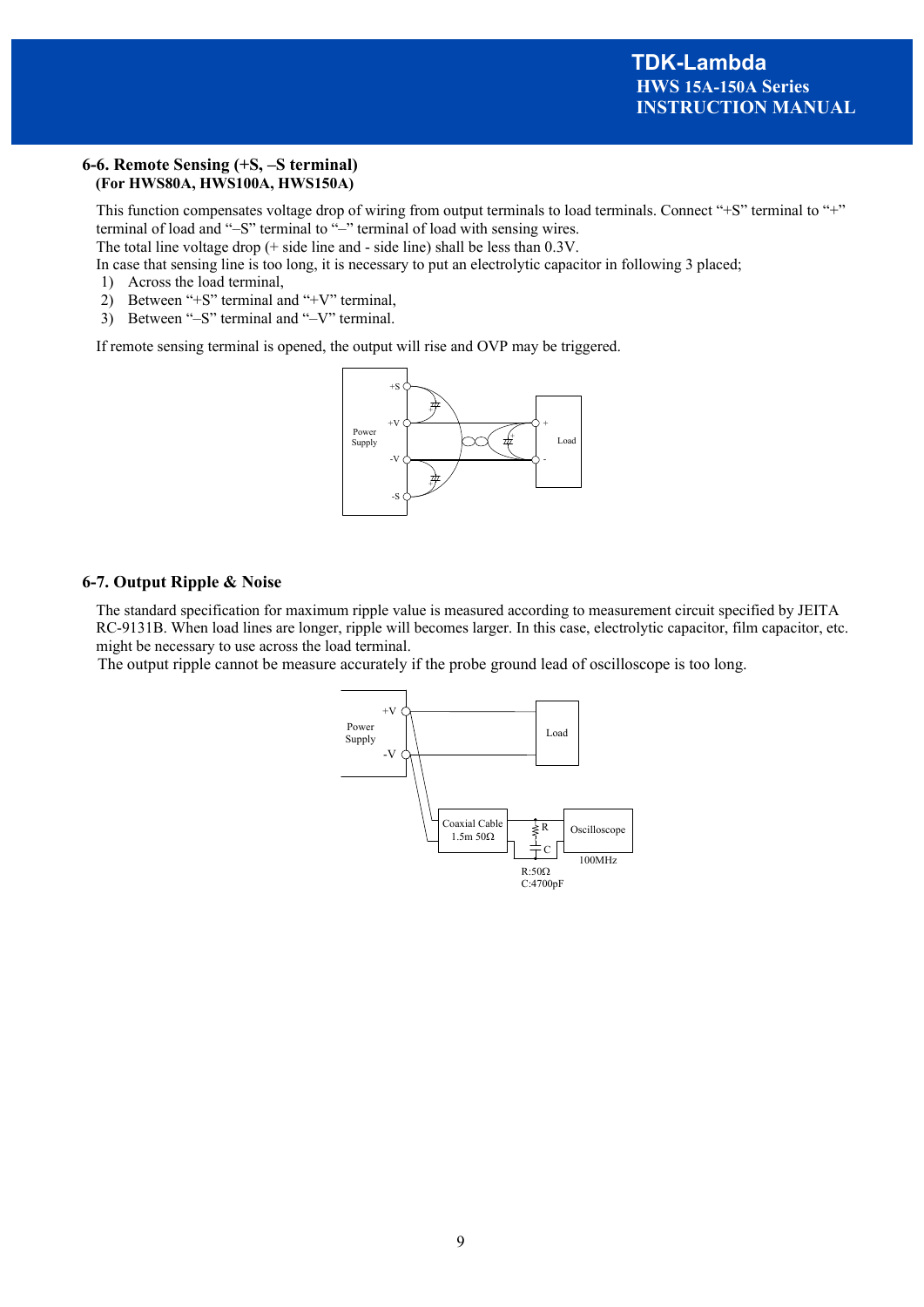## 6-6. Remote Sensing (+S, –S terminal)
**(For HWS80A, HWS100A, HWS150A)**

This function compensates voltage drop of wiring from output terminals to load terminals. Connect "+S" terminal to "+" terminal of load and "–S" terminal to "–" terminal of load with sensing wires.
The total line voltage drop (+ side line and - side line) shall be less than 0.3V.
In case that sensing line is too long, it is necessary to put an electrolytic capacitor in following 3 placed;

1) Across the load terminal,
2) Between "+S" terminal and "+V" terminal,
3) Between "–S" terminal and "–V" terminal.

If remote sensing terminal is opened, the output will rise and OVP may be triggered.

## 6-7. Output Ripple & Noise

The standard specification for maximum ripple value is measured according to measurement circuit specified by JEITA RC-9131B. When load lines are longer, ripple will becomes larger. In this case, electrolytic capacitor, film capacitor, etc. might be necessary to use across the load terminal.
The output ripple cannot be measure accurately if the probe ground lead of oscilloscope is too long.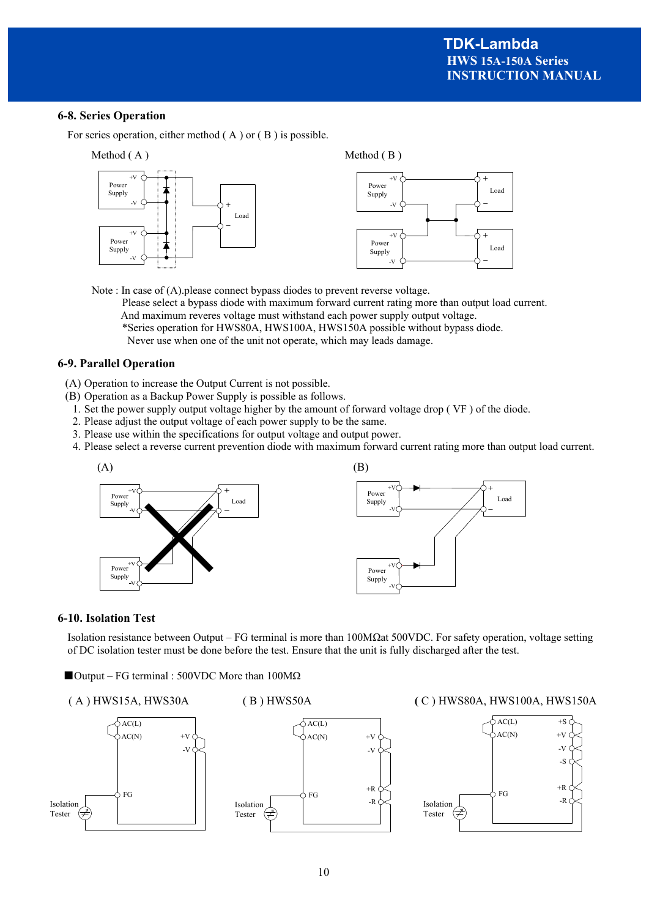## 6-8. Series Operation

For series operation, either method ( A ) or ( B ) is possible.

Method ( A ) Method ( B )

Note : In case of (A).please connect bypass diodes to prevent reverse voltage.
Please select a bypass diode with maximum forward current rating more than output load current.
And maximum reveres voltage must withstand each power supply output voltage.
*Series operation for HWS80A, HWS100A, HWS150A possible without bypass diode.
Never use when one of the unit not operate, which may leads damage.

## 6-9. Parallel Operation

(A) Operation to increase the Output Current is not possible.
(B) Operation as a Backup Power Supply is possible as follows.

1. Set the power supply output voltage higher by the amount of forward voltage drop ( VF ) of the diode.
2. Please adjust the output voltage of each power supply to be the same.
3. Please use within the specifications for output voltage and output power.
4. Please select a reverse current prevention diode with maximum forward current rating more than output load current.

(A) (B)

## 6-10. Isolation Test

Isolation resistance between Output – FG terminal is more than 100MΩat 500VDC. For safety operation, voltage setting of DC isolation tester must be done before the test. Ensure that the unit is fully discharged after the test.

■Output – FG terminal : 500VDC More than 100MΩ

( A ) HWS15A, HWS30A ( B ) HWS50A ( C ) HWS80A, HWS100A, HWS150A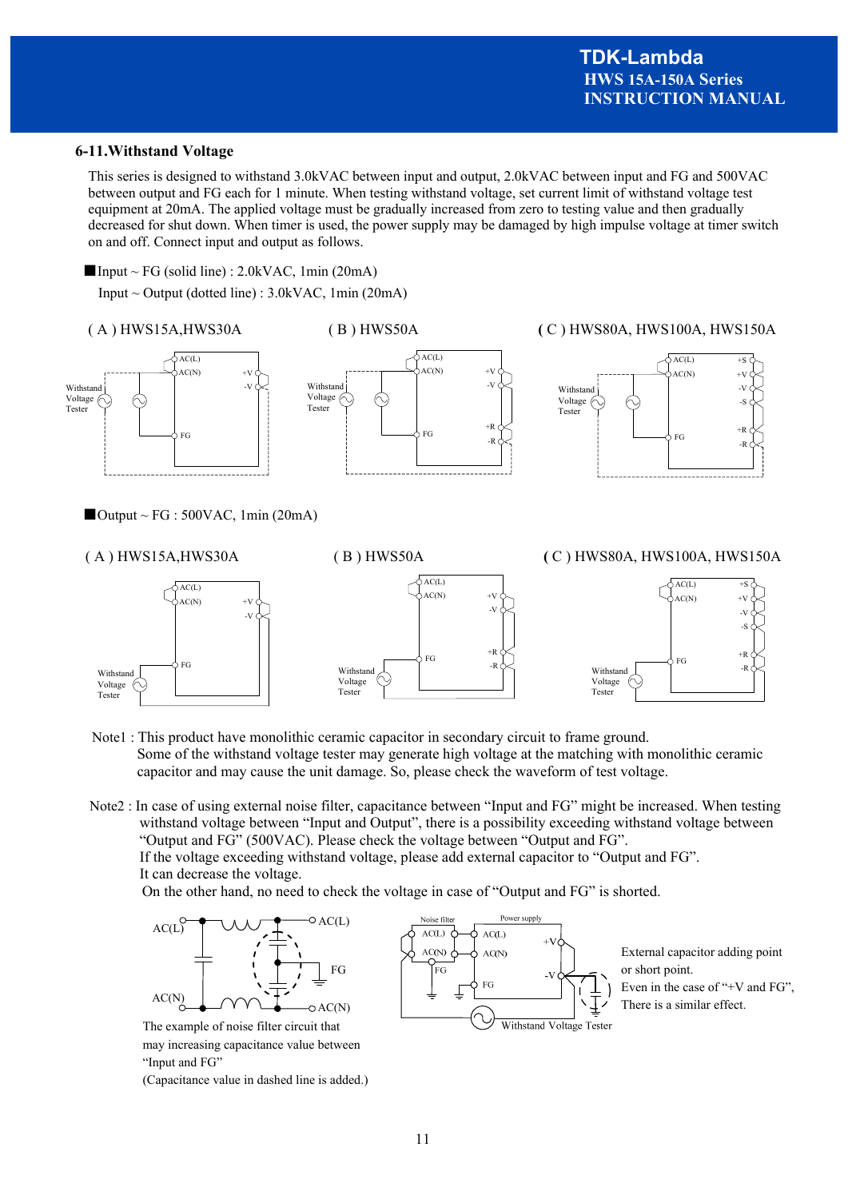## 6-11.Withstand Voltage

This series is designed to withstand 3.0kVAC between input and output, 2.0kVAC between input and FG and 500VAC between output and FG each for 1 minute. When testing withstand voltage, set current limit of withstand voltage test equipment at 20mA. The applied voltage must be gradually increased from zero to testing value and then gradually decreased for shut down. When timer is used, the power supply may be damaged by high impulse voltage at timer switch on and off. Connect input and output as follows.

■Input ~ FG (solid line) : 2.0kVAC, 1min (20mA)

Input ~ Output (dotted line) : 3.0kVAC, 1min (20mA)

( A ) HWS15A,HWS30A

( B ) HWS50A

( C ) HWS80A, HWS100A, HWS150A

■Output ~ FG : 500VAC, 1min (20mA)

( A ) HWS15A,HWS30A

( B ) HWS50A

( C ) HWS80A, HWS100A, HWS150A

Note1 : This product have monolithic ceramic capacitor in secondary circuit to frame ground.
Some of the withstand voltage tester may generate high voltage at the matching with monolithic ceramic capacitor and may cause the unit damage. So, please check the waveform of test voltage.

Note2 : In case of using external noise filter, capacitance between "Input and FG" might be increased. When testing withstand voltage between "Input and Output", there is a possibility exceeding withstand voltage between "Output and FG" (500VAC). Please check the voltage between "Output and FG".
If the voltage exceeding withstand voltage, please add external capacitor to "Output and FG".
It can decrease the voltage.
On the other hand, no need to check the voltage in case of "Output and FG" is shorted.

The example of noise filter circuit that may increasing capacitance value between "Input and FG"
(Capacitance value in dashed line is added.)

External capacitor adding point or short point.
Even in the case of "+V and FG", There is a similar effect.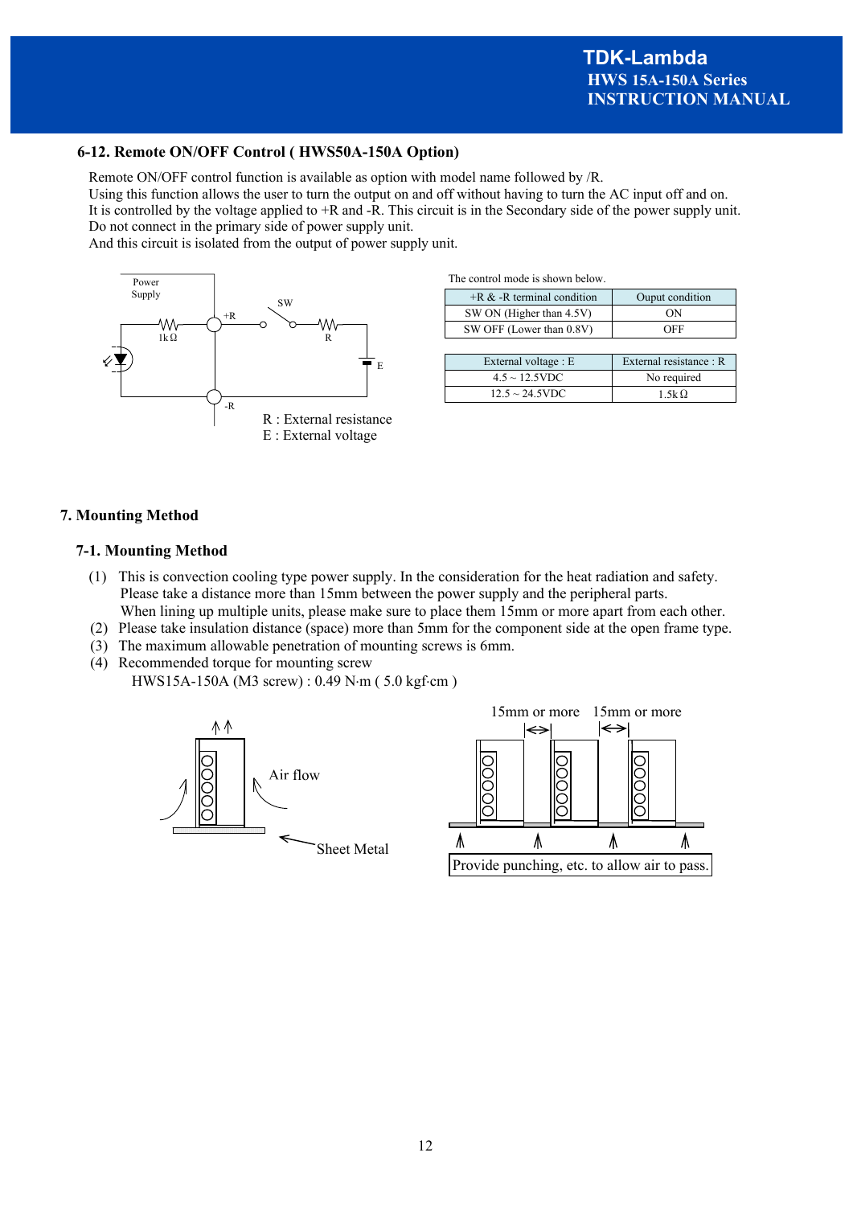## 6-12. Remote ON/OFF Control ( HWS50A-150A Option)

Remote ON/OFF control function is available as option with model name followed by /R.
Using this function allows the user to turn the output on and off without having to turn the AC input off and on.
It is controlled by the voltage applied to +R and -R. This circuit is in the Secondary side of the power supply unit.
Do not connect in the primary side of power supply unit.
And this circuit is isolated from the output of power supply unit.

R : External resistance
E : External voltage

The control mode is shown below.

| +R & -R terminal condition | Ouput condition |
|---|---|
| SW ON (Higher than 4.5V) | ON |
| SW OFF (Lower than 0.8V) | OFF |

| External voltage : E | External resistance : R |
|---|---|
| 4.5 ~ 12.5VDC | No required |
| 12.5 ~ 24.5VDC | 1.5kΩ |

# 7. Mounting Method

## 7-1. Mounting Method

(1) This is convection cooling type power supply. In the consideration for the heat radiation and safety.
Please take a distance more than 15mm between the power supply and the peripheral parts.
When lining up multiple units, please make sure to place them 15mm or more apart from each other.
(2) Please take insulation distance (space) more than 5mm for the component side at the open frame type.
(3) The maximum allowable penetration of mounting screws is 6mm.
(4) Recommended torque for mounting screw
HWS15A-150A (M3 screw) : 0.49 N·m ( 5.0 kgf·cm )

Air flow

Sheet Metal

15mm or more 15mm or more

Provide punching, etc. to allow air to pass.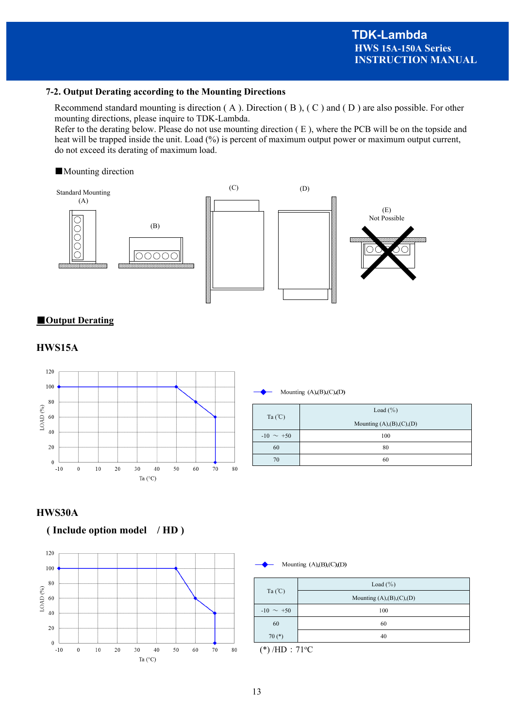### 7-2. Output Derating according to the Mounting Directions

Recommend standard mounting is direction ( A ). Direction ( B ), ( C ) and ( D ) are also possible. For other mounting directions, please inquire to TDK-Lambda.
Refer to the derating below. Please do not use mounting direction ( E ), where the PCB will be on the topside and heat will be trapped inside the unit. Load (%) is percent of maximum output power or maximum output current, do not exceed its derating of maximum load.

■Mounting direction

Standard Mounting (A)　(B)　(C)　(D)　(E) Not Possible

## ■Output Derating

### HWS15A

Mounting (A),(B),(C),(D)

| Ta (℃) | Load (%) Mounting (A),(B),(C),(D) |
|---|---|
| -10 ～ +50 | 100 |
| 60 | 80 |
| 70 | 60 |

### HWS30A

#### ( Include option model / HD )

Mounting (A),(B),(C),(D)

| Ta (℃) | Load (%) |
|---|---|
| | Mounting (A),(B),(C),(D) |
| -10 ～ +50 | 100 |
| 60 | 60 |
| 70 (*) | 40 |

(*) /HD : 71°C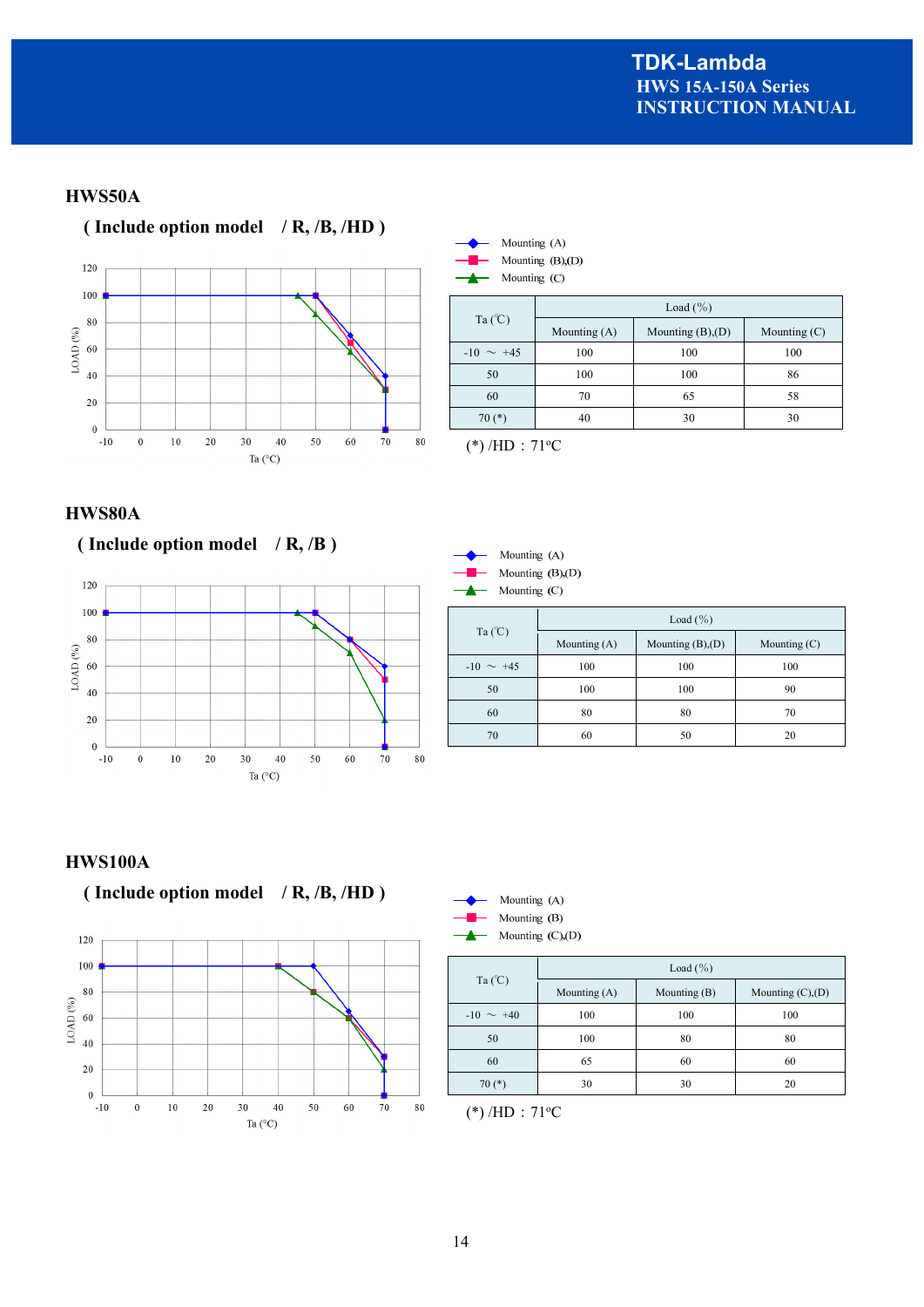## HWS50A

**( Include option model / R, /B, /HD )**

| Ta (℃) | Load (%) | | |
|---|---|---|---|
| | Mounting (A) | Mounting (B),(D) | Mounting (C) |
| -10 ～ +45 | 100 | 100 | 100 |
| 50 | 100 | 100 | 86 |
| 60 | 70 | 65 | 58 |
| 70 (*) | 40 | 30 | 30 |

(*) /HD : 71°C

## HWS80A

**( Include option model / R, /B )**

| Ta (℃) | Load (%) | | |
|---|---|---|---|
| | Mounting (A) | Mounting (B),(D) | Mounting (C) |
| -10 ～ +45 | 100 | 100 | 100 |
| 50 | 100 | 100 | 90 |
| 60 | 80 | 80 | 70 |
| 70 | 60 | 50 | 20 |

## HWS100A

**( Include option model / R, /B, /HD )**

| Ta (℃) | Load (%) | | |
|---|---|---|---|
| | Mounting (A) | Mounting (B) | Mounting (C),(D) |
| -10 ～ +40 | 100 | 100 | 100 |
| 50 | 100 | 80 | 80 |
| 60 | 65 | 60 | 60 |
| 70 (*) | 30 | 30 | 20 |

(*) /HD : 71°C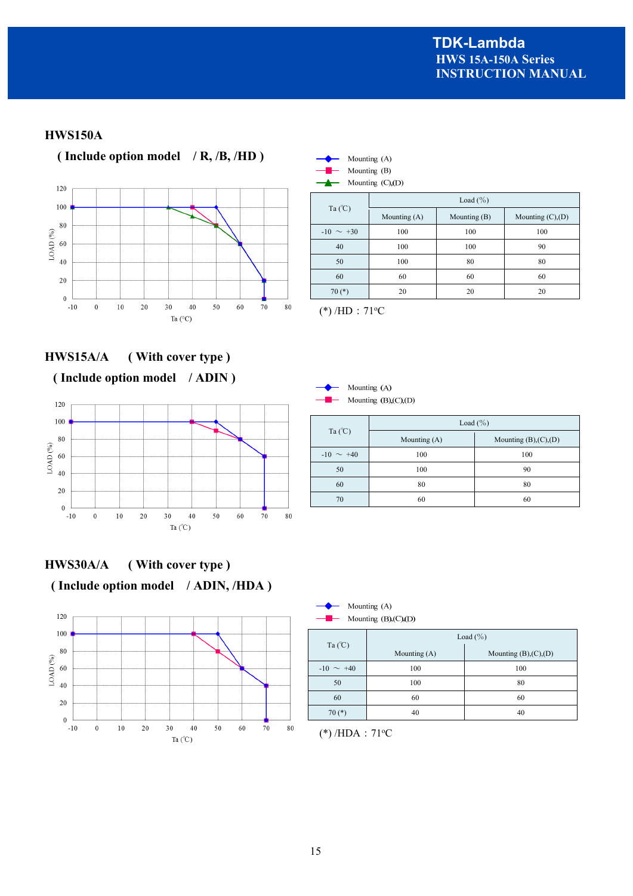## HWS150A

### ( Include option model / R, /B, /HD )

| Ta (℃) | Load (%) | | |
|---|---|---|---|
| | Mounting (A) | Mounting (B) | Mounting (C),(D) |
| -10 ～ +30 | 100 | 100 | 100 |
| 40 | 100 | 100 | 90 |
| 50 | 100 | 80 | 80 |
| 60 | 60 | 60 | 60 |
| 70 (*) | 20 | 20 | 20 |

(*) /HD : 71°C

## HWS15A/A ( With cover type )

### ( Include option model / ADIN )

| Ta (℃) | Load (%) | |
|---|---|---|
| | Mounting (A) | Mounting (B),(C),(D) |
| -10 ～ +40 | 100 | 100 |
| 50 | 100 | 90 |
| 60 | 80 | 80 |
| 70 | 60 | 60 |

## HWS30A/A ( With cover type )

### ( Include option model / ADIN, /HDA )

| Ta (℃) | Load (%) | |
|---|---|---|
| | Mounting (A) | Mounting (B),(C),(D) |
| -10 ～ +40 | 100 | 100 |
| 50 | 100 | 80 |
| 60 | 60 | 60 |
| 70 (*) | 40 | 40 |

(*) /HDA : 71°C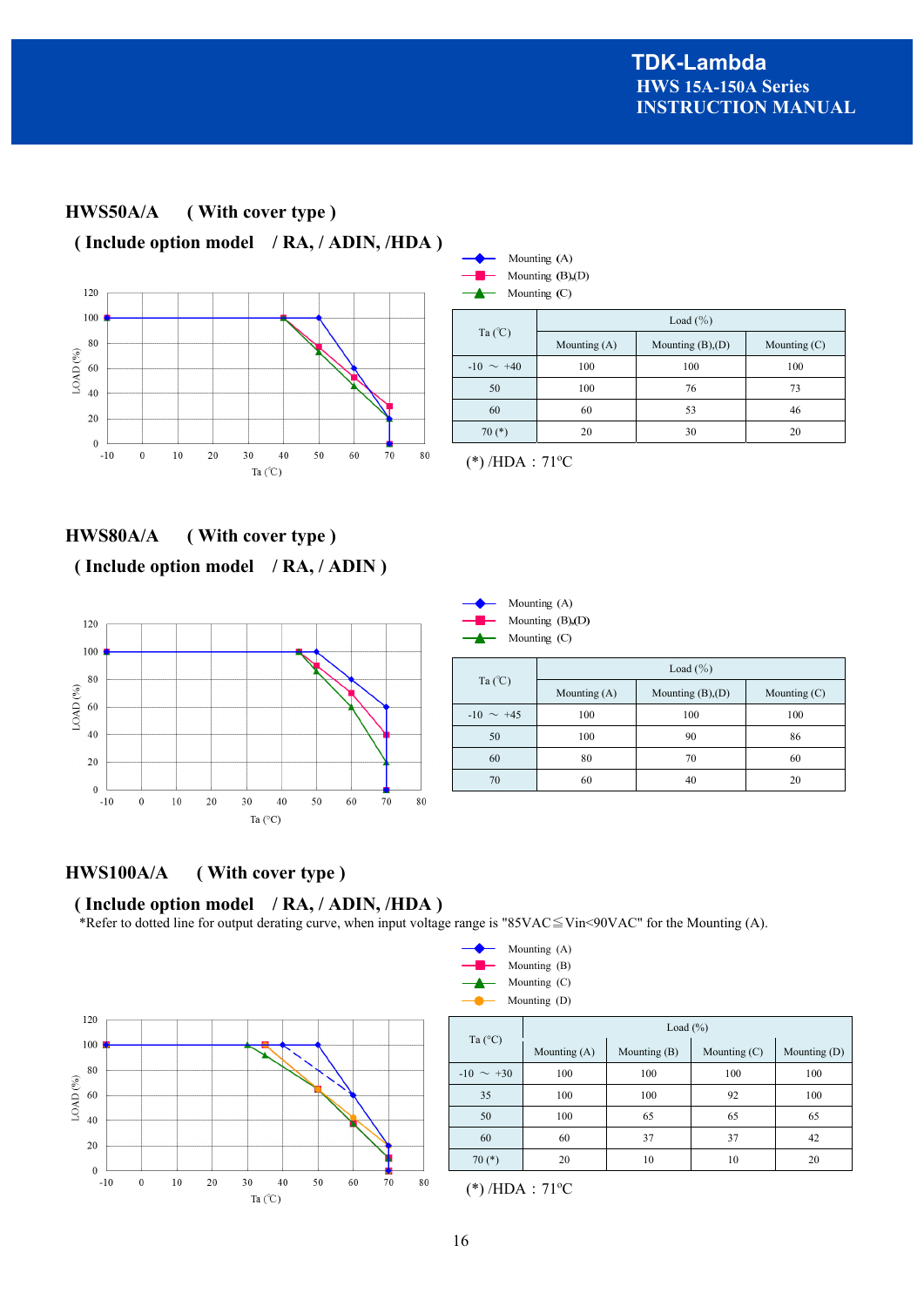## HWS50A/A ( With cover type )

### ( Include option model / RA, / ADIN, /HDA )

| Ta (℃) | Load (%) | | |
|---|---|---|---|
| | Mounting (A) | Mounting (B),(D) | Mounting (C) |
| -10 ～ +40 | 100 | 100 | 100 |
| 50 | 100 | 76 | 73 |
| 60 | 60 | 53 | 46 |
| 70 (*) | 20 | 30 | 20 |

(*) /HDA : 71°C

## HWS80A/A ( With cover type )

### ( Include option model / RA, / ADIN )

| Ta (℃) | Load (%) | | |
|---|---|---|---|
| | Mounting (A) | Mounting (B),(D) | Mounting (C) |
| -10 ～ +45 | 100 | 100 | 100 |
| 50 | 100 | 90 | 86 |
| 60 | 80 | 70 | 60 |
| 70 | 60 | 40 | 20 |

## HWS100A/A ( With cover type )

### ( Include option model / RA, / ADIN, /HDA )

*Refer to dotted line for output derating curve, when input voltage range is "85VAC≦Vin<90VAC" for the Mounting (A).

| Ta (°C) | Load (%) | | | |
|---|---|---|---|---|
| | Mounting (A) | Mounting (B) | Mounting (C) | Mounting (D) |
| -10 ～ +30 | 100 | 100 | 100 | 100 |
| 35 | 100 | 100 | 92 | 100 |
| 50 | 100 | 65 | 65 | 65 |
| 60 | 60 | 37 | 37 | 42 |
| 70 (*) | 20 | 10 | 10 | 20 |

(*) /HDA : 71°C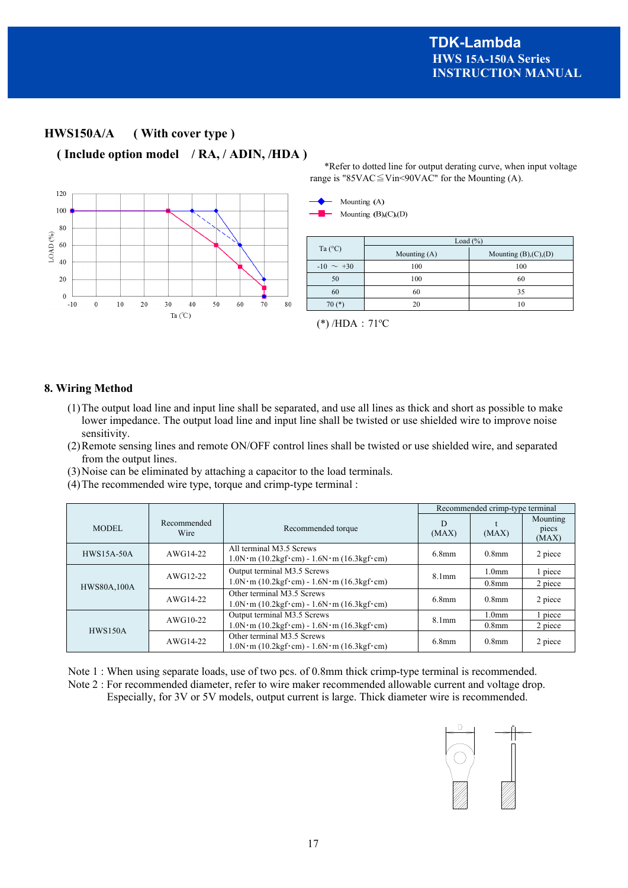## HWS150A/A ( With cover type )

### ( Include option model / RA, / ADIN, /HDA )

*Refer to dotted line for output derating curve, when input voltage range is "85VAC≦Vin<90VAC" for the Mounting (A).

| Ta (°C) | Load (%) | |
|---|---|---|
| | Mounting (A) | Mounting (B),(C),(D) |
| -10 ～ +30 | 100 | 100 |
| 50 | 100 | 60 |
| 60 | 60 | 35 |
| 70 (*) | 20 | 10 |

(*) /HDA : 71ºC

## 8. Wiring Method

(1) The output load line and input line shall be separated, and use all lines as thick and short as possible to make lower impedance. The output load line and input line shall be twisted or use shielded wire to improve noise sensitivity.

(2) Remote sensing lines and remote ON/OFF control lines shall be twisted or use shielded wire, and separated from the output lines.

(3) Noise can be eliminated by attaching a capacitor to the load terminals.

(4) The recommended wire type, torque and crimp-type terminal :

| MODEL | Recommended Wire | Recommended torque | Recommended crimp-type terminal | | |
|---|---|---|---|---|---|
| | | | D (MAX) | t (MAX) | Mounting piecs (MAX) |
| HWS15A-50A | AWG14-22 | All terminal M3.5 Screws 1.0N･m (10.2kgf･cm) - 1.6N･m (16.3kgf･cm) | 6.8mm | 0.8mm | 2 piece |
| HWS80A,100A | AWG12-22 | Output terminal M3.5 Screws 1.0N･m (10.2kgf･cm) - 1.6N･m (16.3kgf･cm) | 8.1mm | 1.0mm | 1 piece |
| | | | | 0.8mm | 2 piece |
| | AWG14-22 | Other terminal M3.5 Screws 1.0N･m (10.2kgf･cm) - 1.6N･m (16.3kgf･cm) | 6.8mm | 0.8mm | 2 piece |
| HWS150A | AWG10-22 | Output terminal M3.5 Screws 1.0N･m (10.2kgf･cm) - 1.6N･m (16.3kgf･cm) | 8.1mm | 1.0mm | 1 piece |
| | | | | 0.8mm | 2 piece |
| | AWG14-22 | Other terminal M3.5 Screws 1.0N･m (10.2kgf･cm) - 1.6N･m (16.3kgf･cm) | 6.8mm | 0.8mm | 2 piece |

Note 1 : When using separate loads, use of two pcs. of 0.8mm thick crimp-type terminal is recommended.

Note 2 : For recommended diameter, refer to wire maker recommended allowable current and voltage drop. Especially, for 3V or 5V models, output current is large. Thick diameter wire is recommended.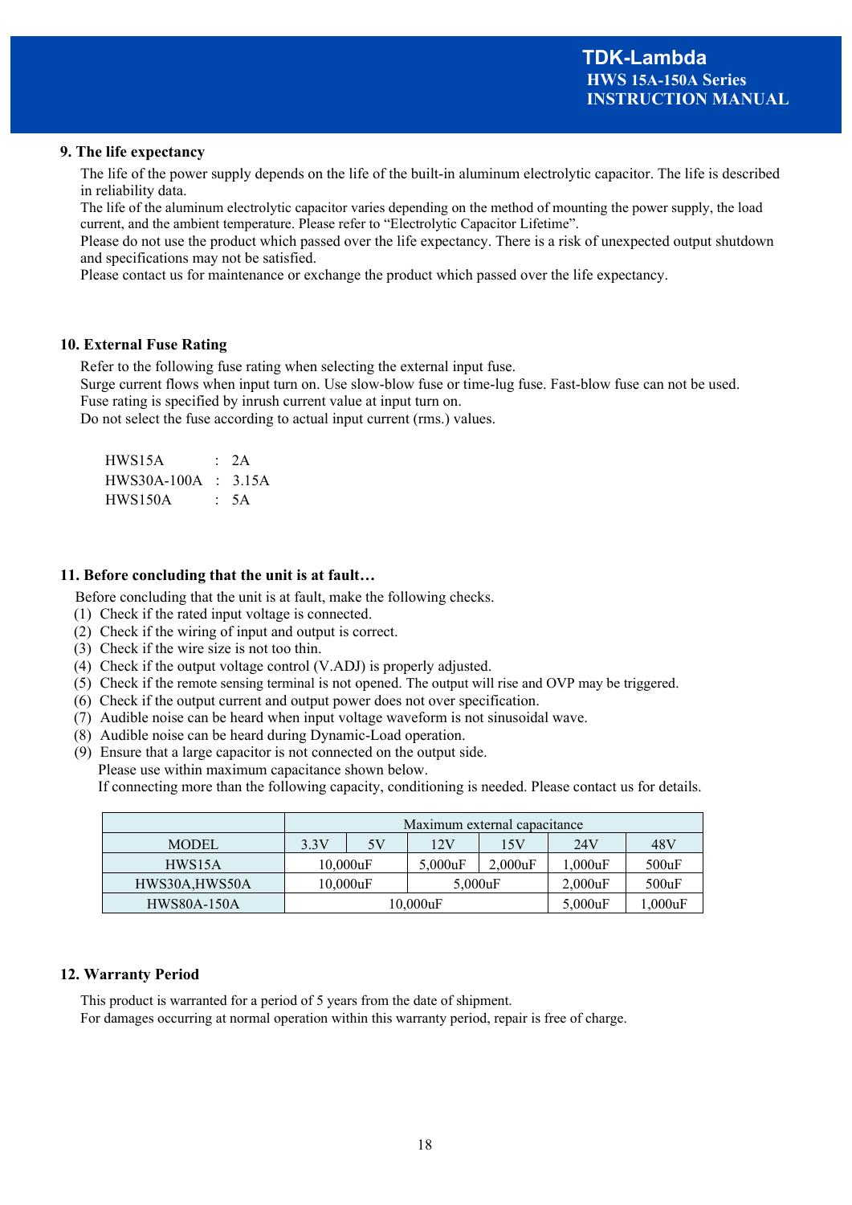## 9. The life expectancy

The life of the power supply depends on the life of the built-in aluminum electrolytic capacitor. The life is described in reliability data.
The life of the aluminum electrolytic capacitor varies depending on the method of mounting the power supply, the load current, and the ambient temperature. Please refer to "Electrolytic Capacitor Lifetime".
Please do not use the product which passed over the life expectancy. There is a risk of unexpected output shutdown and specifications may not be satisfied.
Please contact us for maintenance or exchange the product which passed over the life expectancy.

## 10. External Fuse Rating

Refer to the following fuse rating when selecting the external input fuse.
Surge current flows when input turn on. Use slow-blow fuse or time-lug fuse. Fast-blow fuse can not be used.
Fuse rating is specified by inrush current value at input turn on.
Do not select the fuse according to actual input current (rms.) values.

HWS15A : 2A
HWS30A-100A : 3.15A
HWS150A : 5A

## 11. Before concluding that the unit is at fault…

Before concluding that the unit is at fault, make the following checks.

(1) Check if the rated input voltage is connected.
(2) Check if the wiring of input and output is correct.
(3) Check if the wire size is not too thin.
(4) Check if the output voltage control (V.ADJ) is properly adjusted.
(5) Check if the remote sensing terminal is not opened. The output will rise and OVP may be triggered.
(6) Check if the output current and output power does not over specification.
(7) Audible noise can be heard when input voltage waveform is not sinusoidal wave.
(8) Audible noise can be heard during Dynamic-Load operation.
(9) Ensure that a large capacitor is not connected on the output side.
Please use within maximum capacitance shown below.
If connecting more than the following capacity, conditioning is needed. Please contact us for details.

| MODEL | Maximum external capacitance | | | | | |
|---|---|---|---|---|---|---|
| | 3.3V | 5V | 12V | 15V | 24V | 48V |
| HWS15A | 10,000uF | | 5,000uF | 2,000uF | 1,000uF | 500uF |
| HWS30A,HWS50A | 10,000uF | | 5,000uF | | 2,000uF | 500uF |
| HWS80A-150A | 10,000uF | | | | 5,000uF | 1,000uF |

## 12. Warranty Period

This product is warranted for a period of 5 years from the date of shipment.
For damages occurring at normal operation within this warranty period, repair is free of charge.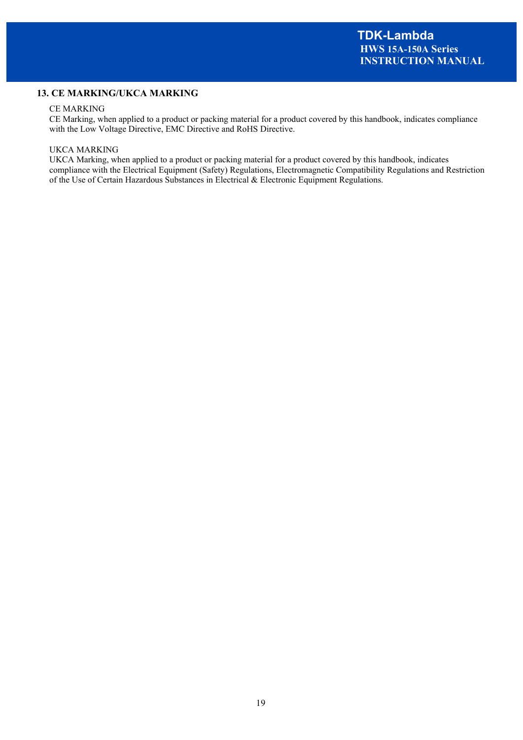## 13. CE MARKING/UKCA MARKING

CE MARKING

CE Marking, when applied to a product or packing material for a product covered by this handbook, indicates compliance with the Low Voltage Directive, EMC Directive and RoHS Directive.

UKCA MARKING

UKCA Marking, when applied to a product or packing material for a product covered by this handbook, indicates compliance with the Electrical Equipment (Safety) Regulations, Electromagnetic Compatibility Regulations and Restriction of the Use of Certain Hazardous Substances in Electrical & Electronic Equipment Regulations.